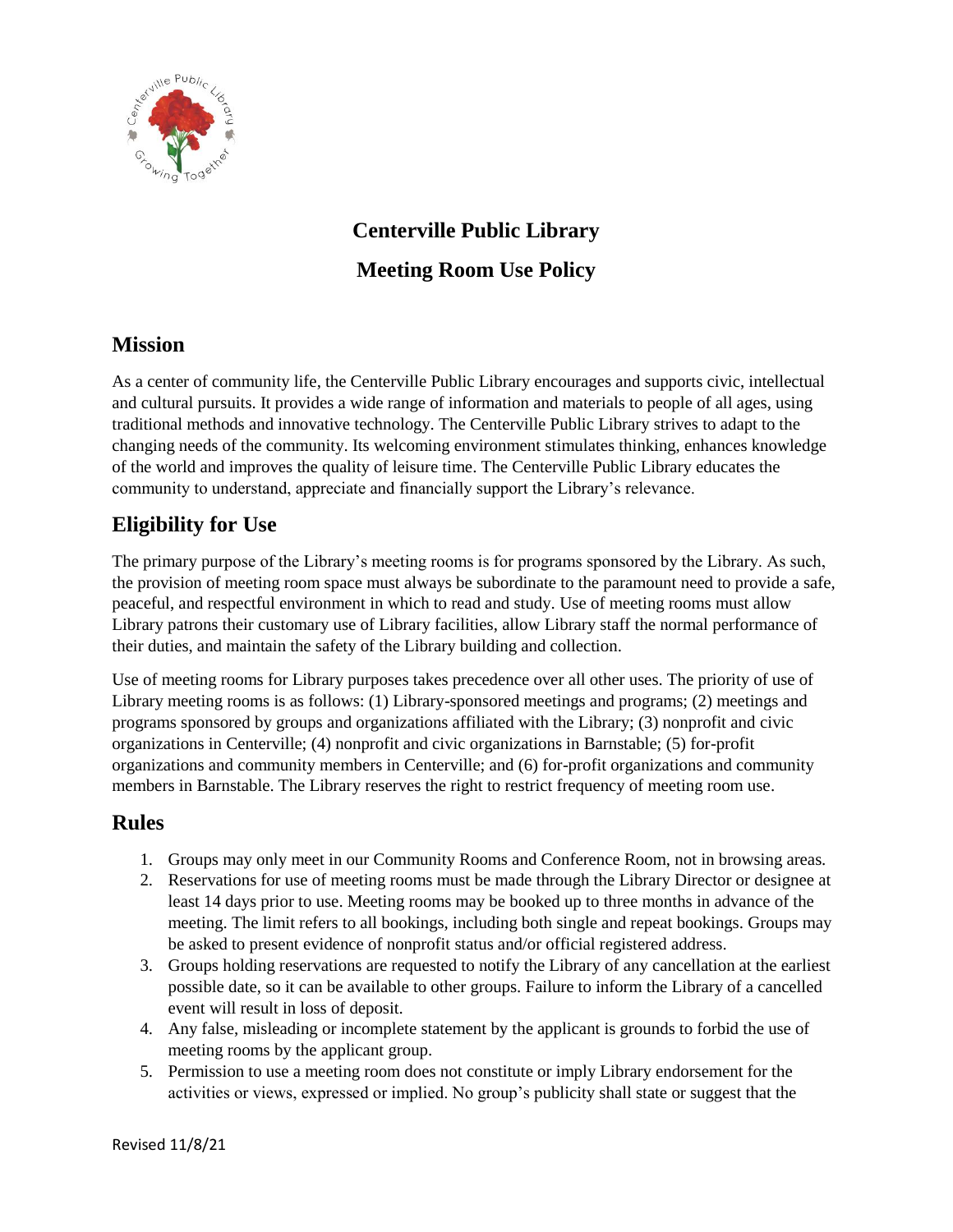# Centerville Public Library

# Meeting Room Use Policy

## Mission

As a center of community life, the Centerville Public Library encourages and supports civic, intellectual and cultural pursuits. It provides a wide range of information and materials to people of all ages, using traditional methods and innovative technology. The Centerville Public Library strives to adapt to the changing needs of the community. Its welcoming environment stimulates thinking, enhances knowledge of the world and improves the quality of leisure time. The Centerville Public Library educates the community to understand, appreciate and financially support the Library's relevance.

## Eligibility for Use

The primary purpose of the Library's meeting rooms is for programs sponsored by the Library. As such, the provision of meeting room space must always be subordinate to the paramount need to provide a safe, peaceful, and respectful environment in which to read and study. Use of meeting rooms must allow Library patrons their customary use of Library facilities, allow Library staff the normal performance of their duties, and maintain the safety of the Library building and collection.

Use of meeting rooms for Library purposes takes precedence over all other uses. The priority of use of Library meeting rooms is as follows: (1) Library-sponsored meetings and programs; (2) meetings and programs sponsored by groups and organizations affiliated with the Library; (3) nonprofit and civic organizations in Centerville; (4) nonprofit and civic organizations in Barnstable; (5) for-profit organizations and community members in Centerville; and (6) for-profit organizations and community members in Barnstable. The Library reserves the right to restrict frequency of meeting room use.

## Rules

1. Groups may only meet in our Community Rooms and Conference Room, not in browsing areas.
2. Reservations for use of meeting rooms must be made through the Library Director or designee at least 14 days prior to use. Meeting rooms may be booked up to three months in advance of the meeting. The limit refers to all bookings, including both single and repeat bookings. Groups may be asked to present evidence of nonprofit status and/or official registered address.
3. Groups holding reservations are requested to notify the Library of any cancellation at the earliest possible date, so it can be available to other groups. Failure to inform the Library of a cancelled event will result in loss of deposit.
4. Any false, misleading or incomplete statement by the applicant is grounds to forbid the use of meeting rooms by the applicant group.
5. Permission to use a meeting room does not constitute or imply Library endorsement for the activities or views, expressed or implied. No group's publicity shall state or suggest that the

Revised 11/8/21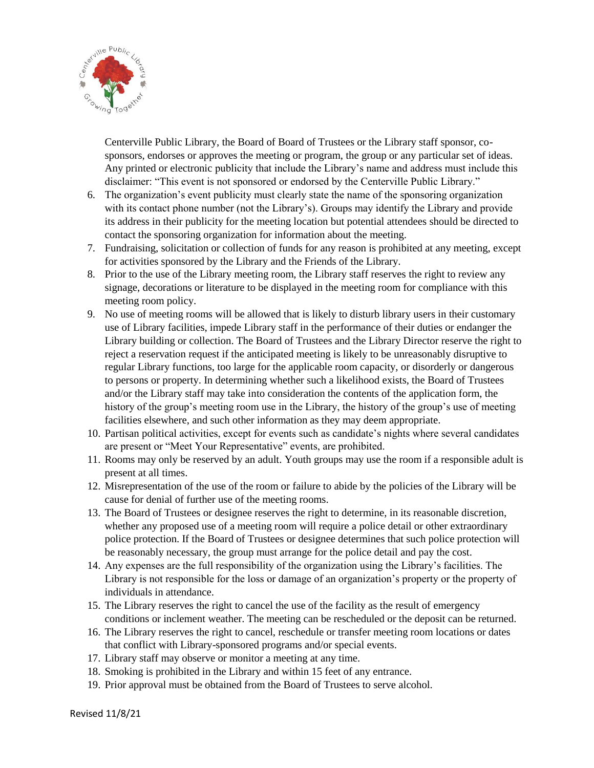Centerville Public Library, the Board of Board of Trustees or the Library staff sponsor, co-sponsors, endorses or approves the meeting or program, the group or any particular set of ideas. Any printed or electronic publicity that include the Library's name and address must include this disclaimer: "This event is not sponsored or endorsed by the Centerville Public Library."

6. The organization's event publicity must clearly state the name of the sponsoring organization with its contact phone number (not the Library's). Groups may identify the Library and provide its address in their publicity for the meeting location but potential attendees should be directed to contact the sponsoring organization for information about the meeting.
7. Fundraising, solicitation or collection of funds for any reason is prohibited at any meeting, except for activities sponsored by the Library and the Friends of the Library.
8. Prior to the use of the Library meeting room, the Library staff reserves the right to review any signage, decorations or literature to be displayed in the meeting room for compliance with this meeting room policy.
9. No use of meeting rooms will be allowed that is likely to disturb library users in their customary use of Library facilities, impede Library staff in the performance of their duties or endanger the Library building or collection. The Board of Trustees and the Library Director reserve the right to reject a reservation request if the anticipated meeting is likely to be unreasonably disruptive to regular Library functions, too large for the applicable room capacity, or disorderly or dangerous to persons or property. In determining whether such a likelihood exists, the Board of Trustees and/or the Library staff may take into consideration the contents of the application form, the history of the group's meeting room use in the Library, the history of the group's use of meeting facilities elsewhere, and such other information as they may deem appropriate.
10. Partisan political activities, except for events such as candidate's nights where several candidates are present or "Meet Your Representative" events, are prohibited.
11. Rooms may only be reserved by an adult. Youth groups may use the room if a responsible adult is present at all times.
12. Misrepresentation of the use of the room or failure to abide by the policies of the Library will be cause for denial of further use of the meeting rooms.
13. The Board of Trustees or designee reserves the right to determine, in its reasonable discretion, whether any proposed use of a meeting room will require a police detail or other extraordinary police protection. If the Board of Trustees or designee determines that such police protection will be reasonably necessary, the group must arrange for the police detail and pay the cost.
14. Any expenses are the full responsibility of the organization using the Library's facilities. The Library is not responsible for the loss or damage of an organization's property or the property of individuals in attendance.
15. The Library reserves the right to cancel the use of the facility as the result of emergency conditions or inclement weather. The meeting can be rescheduled or the deposit can be returned.
16. The Library reserves the right to cancel, reschedule or transfer meeting room locations or dates that conflict with Library-sponsored programs and/or special events.
17. Library staff may observe or monitor a meeting at any time.
18. Smoking is prohibited in the Library and within 15 feet of any entrance.
19. Prior approval must be obtained from the Board of Trustees to serve alcohol.

Revised 11/8/21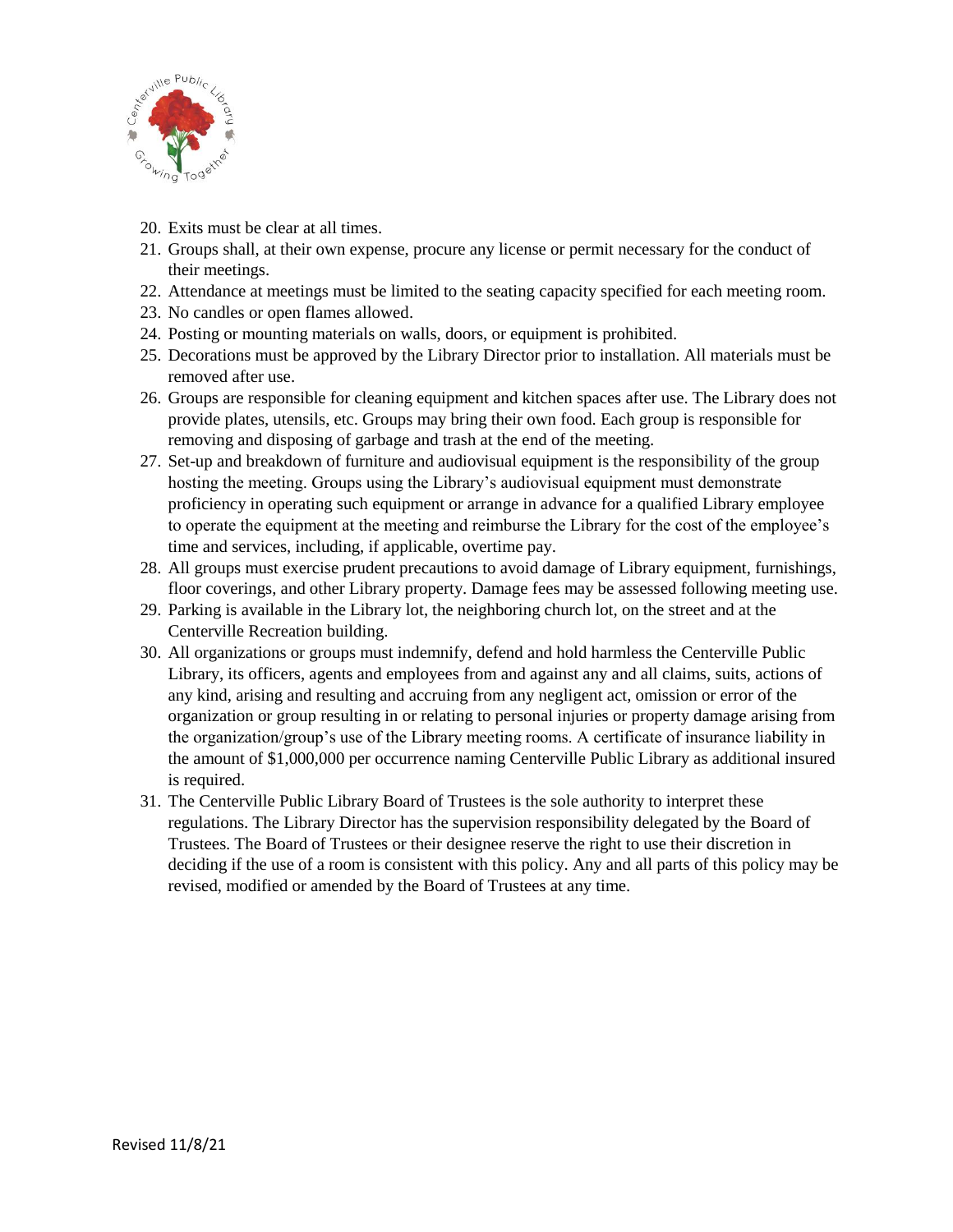20. Exits must be clear at all times.
21. Groups shall, at their own expense, procure any license or permit necessary for the conduct of their meetings.
22. Attendance at meetings must be limited to the seating capacity specified for each meeting room.
23. No candles or open flames allowed.
24. Posting or mounting materials on walls, doors, or equipment is prohibited.
25. Decorations must be approved by the Library Director prior to installation. All materials must be removed after use.
26. Groups are responsible for cleaning equipment and kitchen spaces after use. The Library does not provide plates, utensils, etc. Groups may bring their own food. Each group is responsible for removing and disposing of garbage and trash at the end of the meeting.
27. Set-up and breakdown of furniture and audiovisual equipment is the responsibility of the group hosting the meeting. Groups using the Library's audiovisual equipment must demonstrate proficiency in operating such equipment or arrange in advance for a qualified Library employee to operate the equipment at the meeting and reimburse the Library for the cost of the employee's time and services, including, if applicable, overtime pay.
28. All groups must exercise prudent precautions to avoid damage of Library equipment, furnishings, floor coverings, and other Library property. Damage fees may be assessed following meeting use.
29. Parking is available in the Library lot, the neighboring church lot, on the street and at the Centerville Recreation building.
30. All organizations or groups must indemnify, defend and hold harmless the Centerville Public Library, its officers, agents and employees from and against any and all claims, suits, actions of any kind, arising and resulting and accruing from any negligent act, omission or error of the organization or group resulting in or relating to personal injuries or property damage arising from the organization/group's use of the Library meeting rooms. A certificate of insurance liability in the amount of $1,000,000 per occurrence naming Centerville Public Library as additional insured is required.
31. The Centerville Public Library Board of Trustees is the sole authority to interpret these regulations. The Library Director has the supervision responsibility delegated by the Board of Trustees. The Board of Trustees or their designee reserve the right to use their discretion in deciding if the use of a room is consistent with this policy. Any and all parts of this policy may be revised, modified or amended by the Board of Trustees at any time.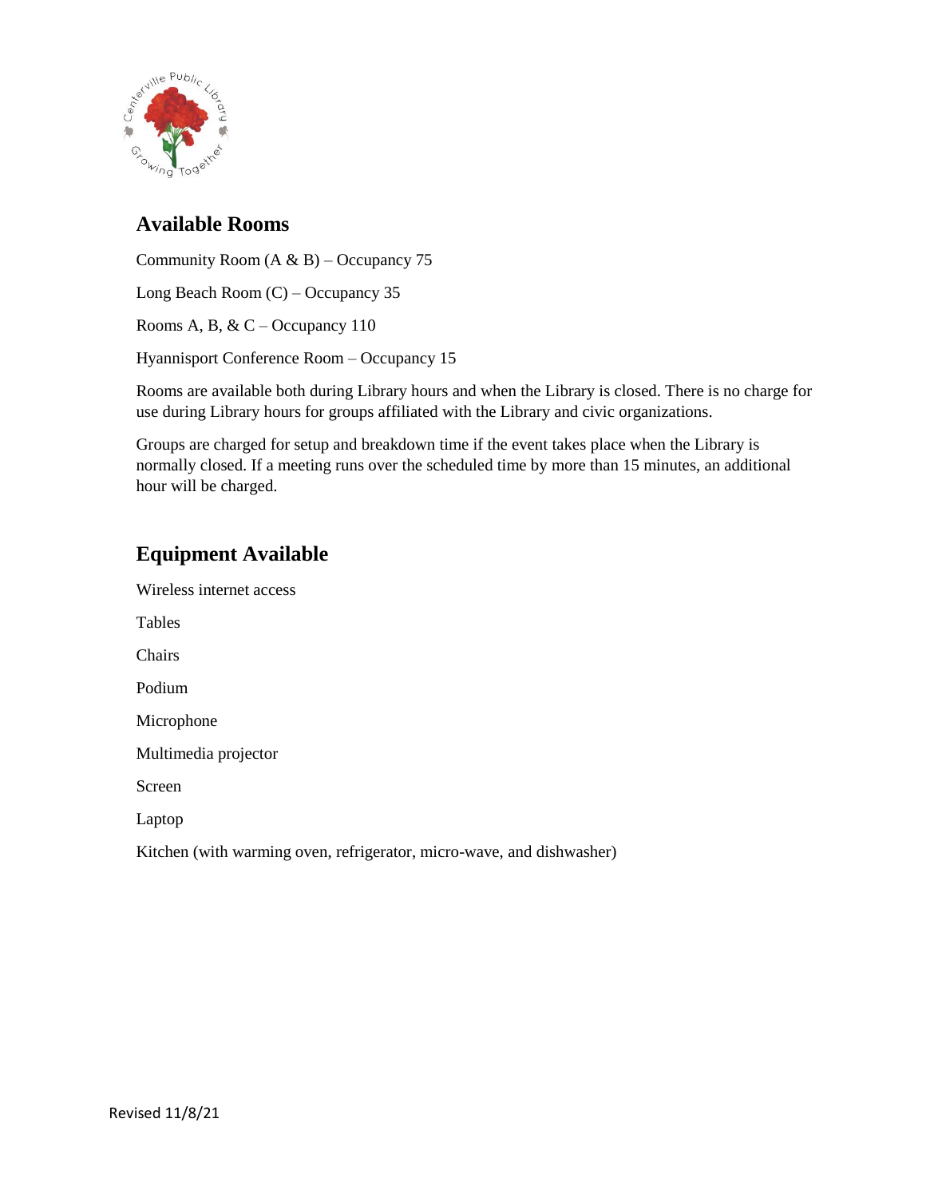## Available Rooms

Community Room (A & B) – Occupancy 75

Long Beach Room (C) – Occupancy 35

Rooms A, B, & C – Occupancy 110

Hyannisport Conference Room – Occupancy 15

Rooms are available both during Library hours and when the Library is closed. There is no charge for use during Library hours for groups affiliated with the Library and civic organizations.

Groups are charged for setup and breakdown time if the event takes place when the Library is normally closed. If a meeting runs over the scheduled time by more than 15 minutes, an additional hour will be charged.

## Equipment Available

Wireless internet access

Tables

Chairs

Podium

Microphone

Multimedia projector

Screen

Laptop

Kitchen (with warming oven, refrigerator, micro-wave, and dishwasher)

Revised 11/8/21